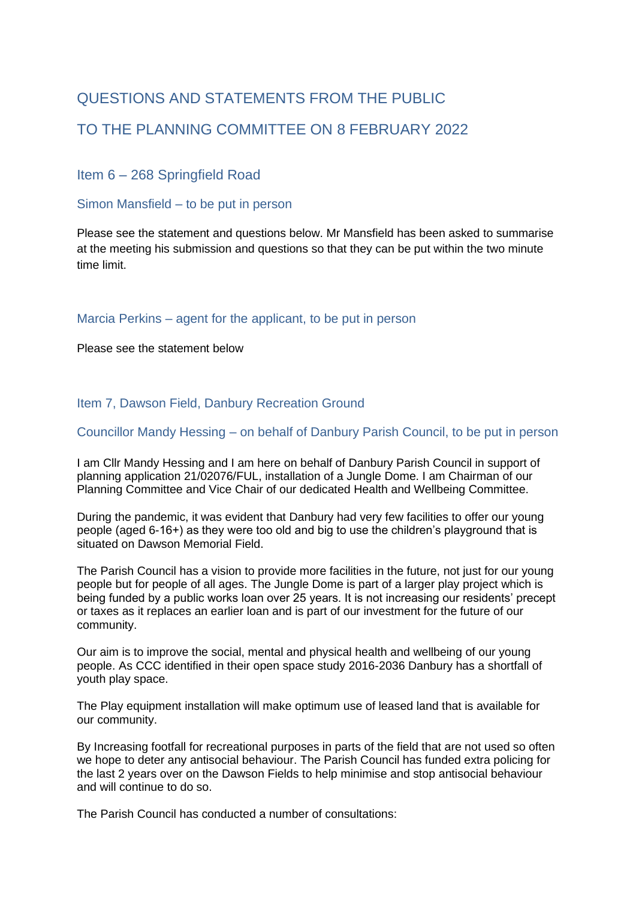# QUESTIONS AND STATEMENTS FROM THE PUBLIC

# TO THE PLANNING COMMITTEE ON 8 FEBRUARY 2022

## Item 6 – 268 Springfield Road

### Simon Mansfield – to be put in person

Please see the statement and questions below. Mr Mansfield has been asked to summarise at the meeting his submission and questions so that they can be put within the two minute time limit.

### Marcia Perkins – agent for the applicant, to be put in person

Please see the statement below

## Item 7, Dawson Field, Danbury Recreation Ground

### Councillor Mandy Hessing – on behalf of Danbury Parish Council, to be put in person

I am Cllr Mandy Hessing and I am here on behalf of Danbury Parish Council in support of planning application 21/02076/FUL, installation of a Jungle Dome. I am Chairman of our Planning Committee and Vice Chair of our dedicated Health and Wellbeing Committee.

During the pandemic, it was evident that Danbury had very few facilities to offer our young people (aged 6-16+) as they were too old and big to use the children's playground that is situated on Dawson Memorial Field.

The Parish Council has a vision to provide more facilities in the future, not just for our young people but for people of all ages. The Jungle Dome is part of a larger play project which is being funded by a public works loan over 25 years. It is not increasing our residents' precept or taxes as it replaces an earlier loan and is part of our investment for the future of our community.

Our aim is to improve the social, mental and physical health and wellbeing of our young people. As CCC identified in their open space study 2016-2036 Danbury has a shortfall of youth play space.

The Play equipment installation will make optimum use of leased land that is available for our community.

By Increasing footfall for recreational purposes in parts of the field that are not used so often we hope to deter any antisocial behaviour. The Parish Council has funded extra policing for the last 2 years over on the Dawson Fields to help minimise and stop antisocial behaviour and will continue to do so.

The Parish Council has conducted a number of consultations: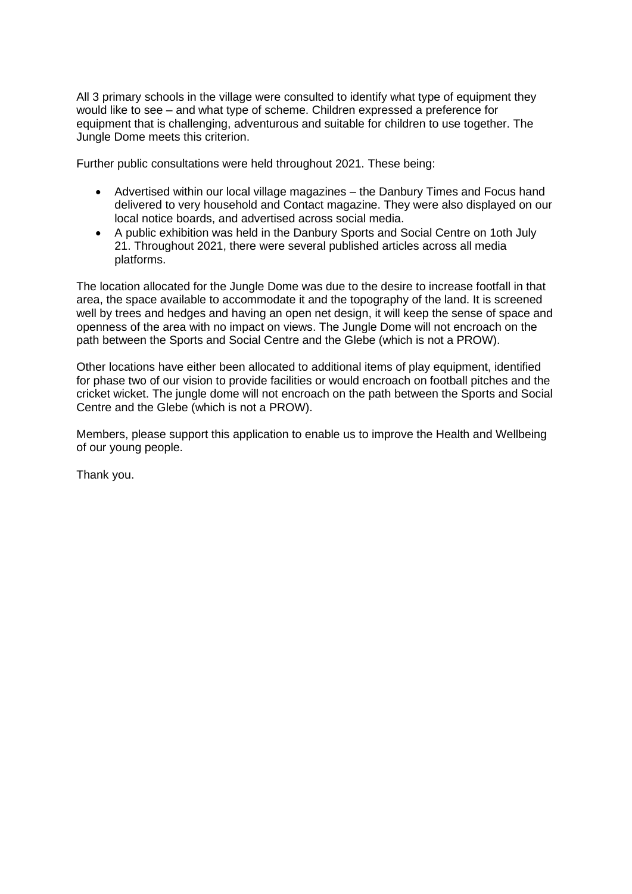All 3 primary schools in the village were consulted to identify what type of equipment they would like to see – and what type of scheme. Children expressed a preference for equipment that is challenging, adventurous and suitable for children to use together. The Jungle Dome meets this criterion.

Further public consultations were held throughout 2021. These being:

- Advertised within our local village magazines – the Danbury Times and Focus hand delivered to very household and Contact magazine. They were also displayed on our local notice boards, and advertised across social media.
- A public exhibition was held in the Danbury Sports and Social Centre on 1oth July 21. Throughout 2021, there were several published articles across all media platforms.

The location allocated for the Jungle Dome was due to the desire to increase footfall in that area, the space available to accommodate it and the topography of the land. It is screened well by trees and hedges and having an open net design, it will keep the sense of space and openness of the area with no impact on views. The Jungle Dome will not encroach on the path between the Sports and Social Centre and the Glebe (which is not a PROW).

Other locations have either been allocated to additional items of play equipment, identified for phase two of our vision to provide facilities or would encroach on football pitches and the cricket wicket. The jungle dome will not encroach on the path between the Sports and Social Centre and the Glebe (which is not a PROW).

Members, please support this application to enable us to improve the Health and Wellbeing of our young people.

Thank you.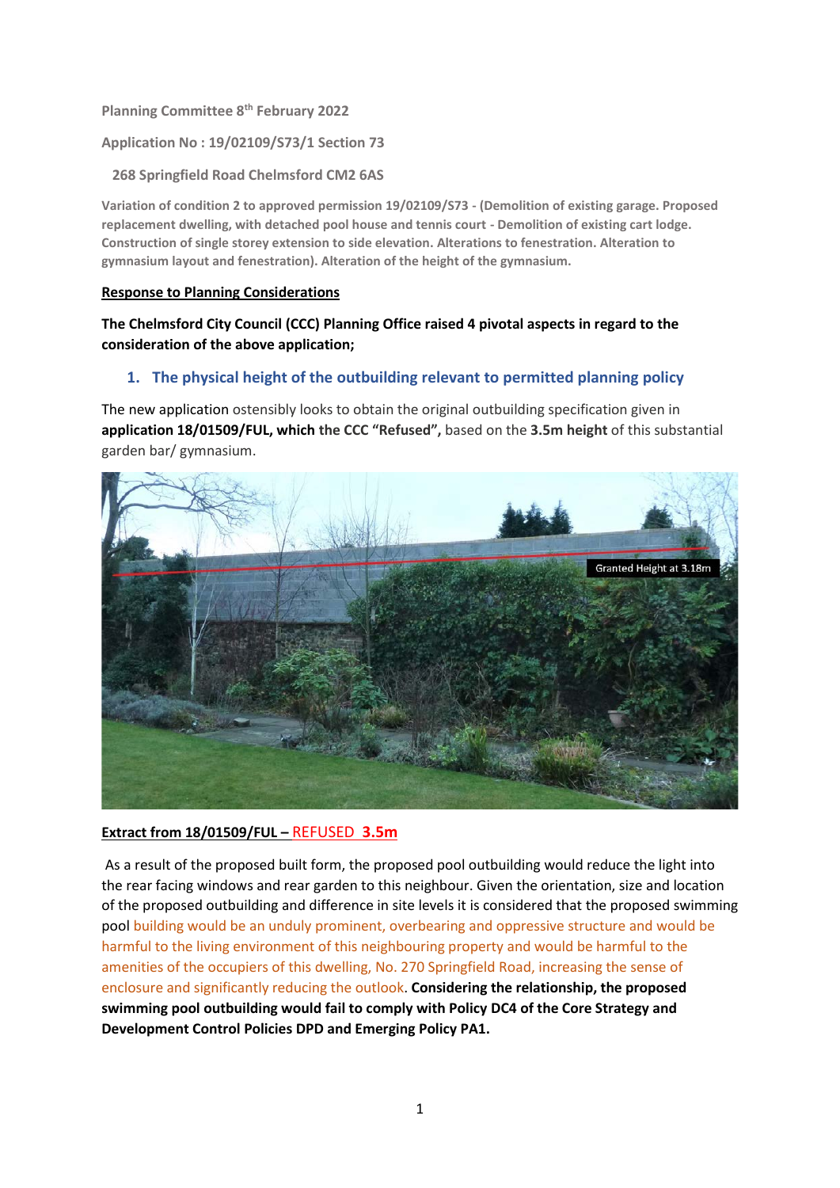Planning Committee 8th February 2022

Application No : 19/02109/S73/1 Section 73

268 Springfield Road Chelmsford CM2 6AS

**Variation of condition 2 to approved permission 19/02109/S73 - (Demolition of existing garage. Proposed replacement dwelling, with detached pool house and tennis court - Demolition of existing cart lodge. Construction of single storey extension to side elevation. Alterations to fenestration. Alteration to gymnasium layout and fenestration). Alteration of the height of the gymnasium.**

**Response to Planning Considerations**

**The Chelmsford City Council (CCC) Planning Office raised 4 pivotal aspects in regard to the consideration of the above application;**

## 1. The physical height of the outbuilding relevant to permitted planning policy

The new application ostensibly looks to obtain the original outbuilding specification given in **application 18/01509/FUL, which the CCC "Refused",** based on the **3.5m height** of this substantial garden bar/ gymnasium.

Granted Height at 3.18m

**Extract from 18/01509/FUL – REFUSED 3.5m**

As a result of the proposed built form, the proposed pool outbuilding would reduce the light into the rear facing windows and rear garden to this neighbour. Given the orientation, size and location of the proposed outbuilding and difference in site levels it is considered that the proposed swimming pool building would be an unduly prominent, overbearing and oppressive structure and would be harmful to the living environment of this neighbouring property and would be harmful to the amenities of the occupiers of this dwelling, No. 270 Springfield Road, increasing the sense of enclosure and significantly reducing the outlook. **Considering the relationship, the proposed swimming pool outbuilding would fail to comply with Policy DC4 of the Core Strategy and Development Control Policies DPD and Emerging Policy PA1.**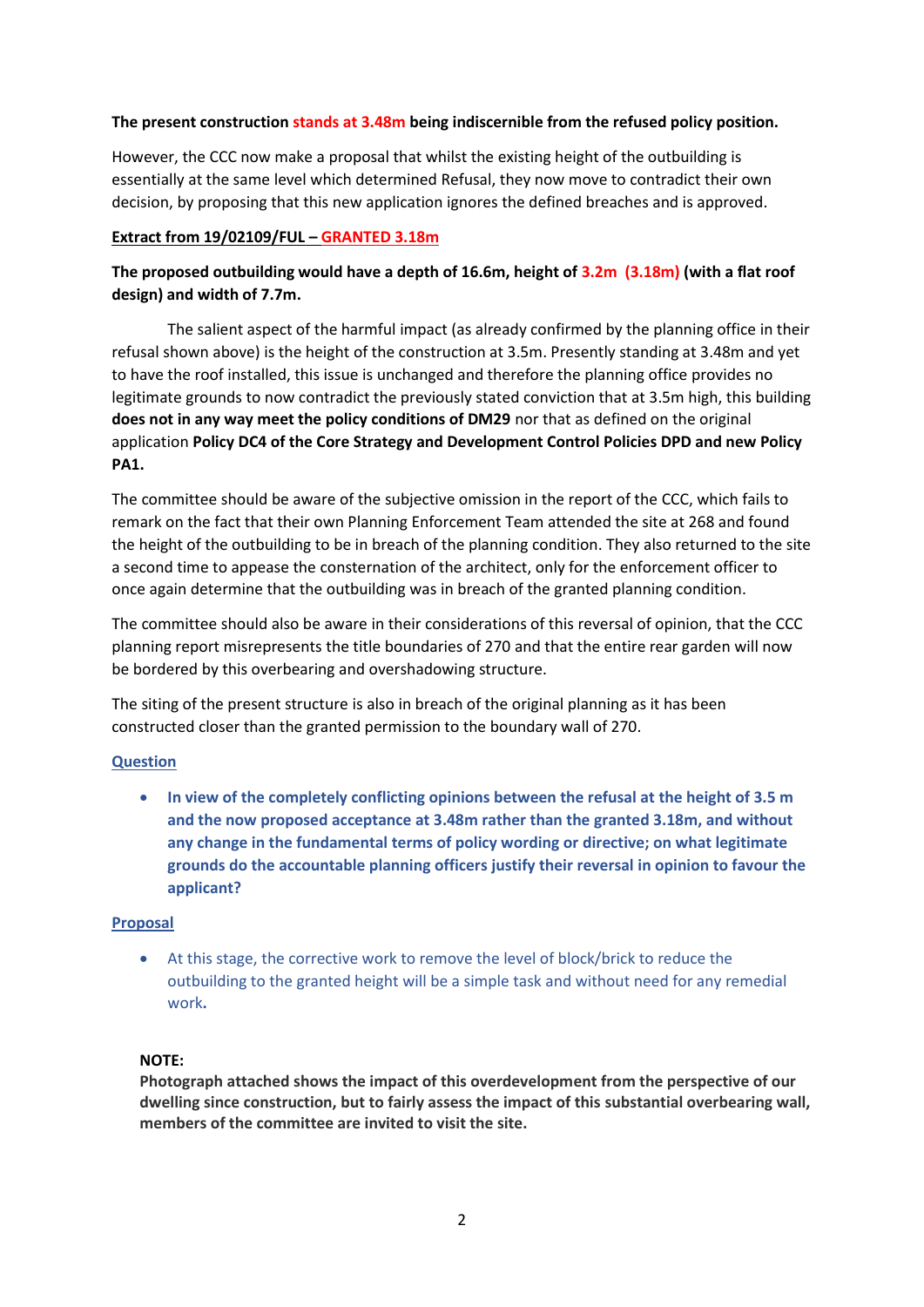**The present construction stands at 3.48m being indiscernible from the refused policy position.**

However, the CCC now make a proposal that whilst the existing height of the outbuilding is essentially at the same level which determined Refusal, they now move to contradict their own decision, by proposing that this new application ignores the defined breaches and is approved.

**Extract from 19/02109/FUL – GRANTED 3.18m**

**The proposed outbuilding would have a depth of 16.6m, height of 3.2m (3.18m) (with a flat roof design) and width of 7.7m.**

The salient aspect of the harmful impact (as already confirmed by the planning office in their refusal shown above) is the height of the construction at 3.5m. Presently standing at 3.48m and yet to have the roof installed, this issue is unchanged and therefore the planning office provides no legitimate grounds to now contradict the previously stated conviction that at 3.5m high, this building **does not in any way meet the policy conditions of DM29** nor that as defined on the original application **Policy DC4 of the Core Strategy and Development Control Policies DPD and new Policy PA1.**

The committee should be aware of the subjective omission in the report of the CCC, which fails to remark on the fact that their own Planning Enforcement Team attended the site at 268 and found the height of the outbuilding to be in breach of the planning condition. They also returned to the site a second time to appease the consternation of the architect, only for the enforcement officer to once again determine that the outbuilding was in breach of the granted planning condition.

The committee should also be aware in their considerations of this reversal of opinion, that the CCC planning report misrepresents the title boundaries of 270 and that the entire rear garden will now be bordered by this overbearing and overshadowing structure.

The siting of the present structure is also in breach of the original planning as it has been constructed closer than the granted permission to the boundary wall of 270.

**Question**

- **In view of the completely conflicting opinions between the refusal at the height of 3.5 m and the now proposed acceptance at 3.48m rather than the granted 3.18m, and without any change in the fundamental terms of policy wording or directive; on what legitimate grounds do the accountable planning officers justify their reversal in opinion to favour the applicant?**

**Proposal**

- At this stage, the corrective work to remove the level of block/brick to reduce the outbuilding to the granted height will be a simple task and without need for any remedial work.

**NOTE:**
**Photograph attached shows the impact of this overdevelopment from the perspective of our dwelling since construction, but to fairly assess the impact of this substantial overbearing wall, members of the committee are invited to visit the site.**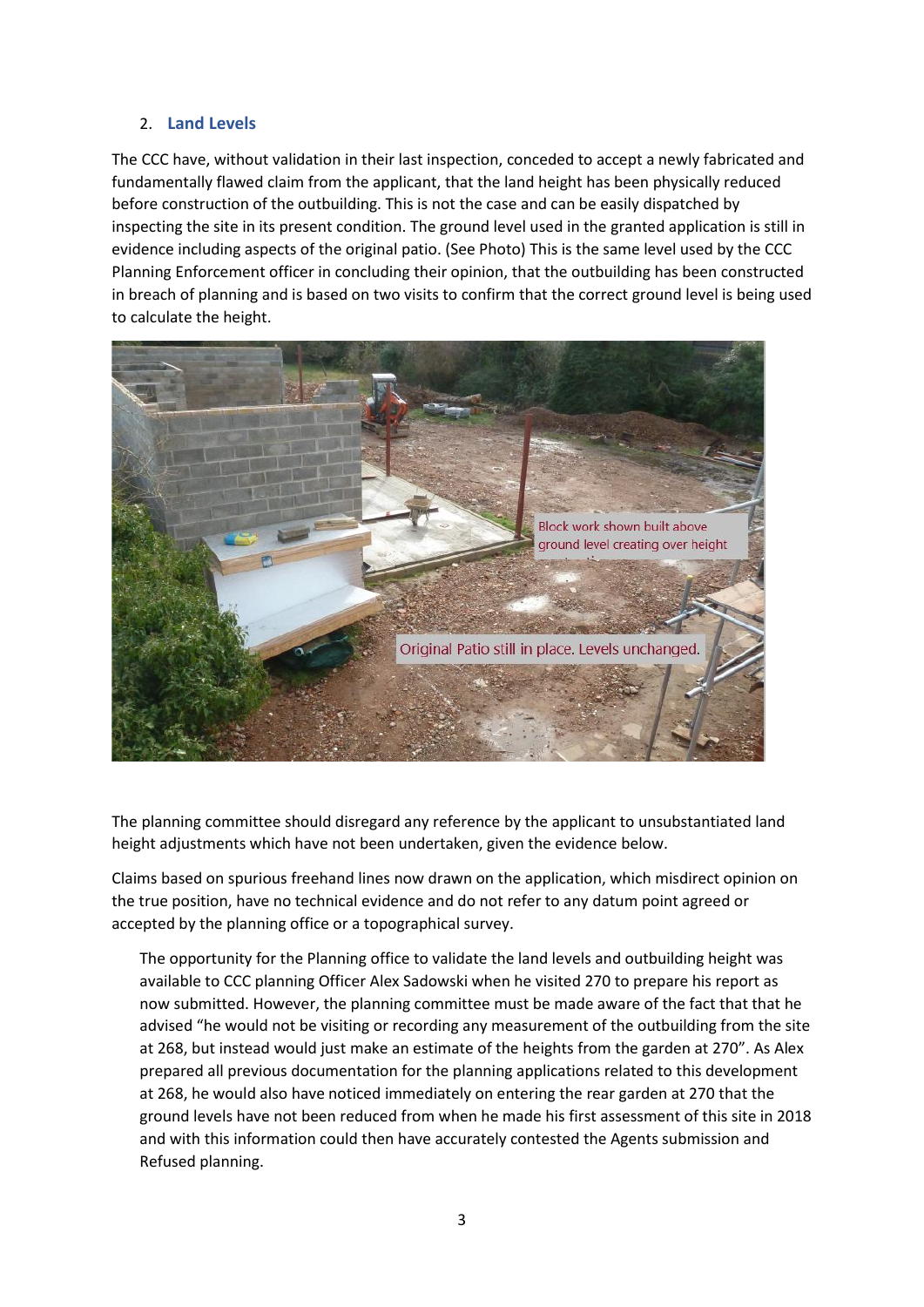## 2. Land Levels

The CCC have, without validation in their last inspection, conceded to accept a newly fabricated and fundamentally flawed claim from the applicant, that the land height has been physically reduced before construction of the outbuilding. This is not the case and can be easily dispatched by inspecting the site in its present condition. The ground level used in the granted application is still in evidence including aspects of the original patio. (See Photo) This is the same level used by the CCC Planning Enforcement officer in concluding their opinion, that the outbuilding has been constructed in breach of planning and is based on two visits to confirm that the correct ground level is being used to calculate the height.

The planning committee should disregard any reference by the applicant to unsubstantiated land height adjustments which have not been undertaken, given the evidence below.

Claims based on spurious freehand lines now drawn on the application, which misdirect opinion on the true position, have no technical evidence and do not refer to any datum point agreed or accepted by the planning office or a topographical survey.

The opportunity for the Planning office to validate the land levels and outbuilding height was available to CCC planning Officer Alex Sadowski when he visited 270 to prepare his report as now submitted. However, the planning committee must be made aware of the fact that that he advised "he would not be visiting or recording any measurement of the outbuilding from the site at 268, but instead would just make an estimate of the heights from the garden at 270". As Alex prepared all previous documentation for the planning applications related to this development at 268, he would also have noticed immediately on entering the rear garden at 270 that the ground levels have not been reduced from when he made his first assessment of this site in 2018 and with this information could then have accurately contested the Agents submission and Refused planning.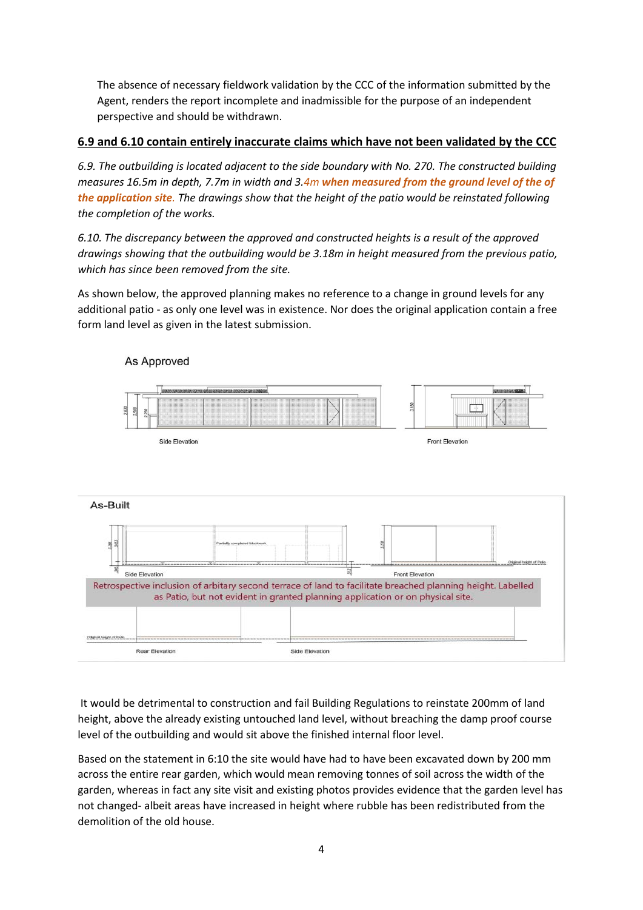The absence of necessary fieldwork validation by the CCC of the information submitted by the Agent, renders the report incomplete and inadmissible for the purpose of an independent perspective and should be withdrawn.

**6.9 and 6.10 contain entirely inaccurate claims which have not been validated by the CCC**

*6.9. The outbuilding is located adjacent to the side boundary with No. 270. The constructed building measures 16.5m in depth, 7.7m in width and 3.4m* ***when measured from the ground level of the of the application site****. The drawings show that the height of the patio would be reinstated following the completion of the works.*

*6.10. The discrepancy between the approved and constructed heights is a result of the approved drawings showing that the outbuilding would be 3.18m in height measured from the previous patio, which has since been removed from the site.*

As shown below, the approved planning makes no reference to a change in ground levels for any additional patio - as only one level was in existence. Nor does the original application contain a free form land level as given in the latest submission.

As Approved

Side Elevation

Front Elevation

As-Built

Side Elevation

Front Elevation

Retrospective inclusion of arbitary second terrace of land to facilitate breached planning height. Labelled as Patio, but not evident in granted planning application or on physical site.

Rear Elevation

Side Elevation

It would be detrimental to construction and fail Building Regulations to reinstate 200mm of land height, above the already existing untouched land level, without breaching the damp proof course level of the outbuilding and would sit above the finished internal floor level.

Based on the statement in 6:10 the site would have had to have been excavated down by 200 mm across the entire rear garden, which would mean removing tonnes of soil across the width of the garden, whereas in fact any site visit and existing photos provides evidence that the garden level has not changed- albeit areas have increased in height where rubble has been redistributed from the demolition of the old house.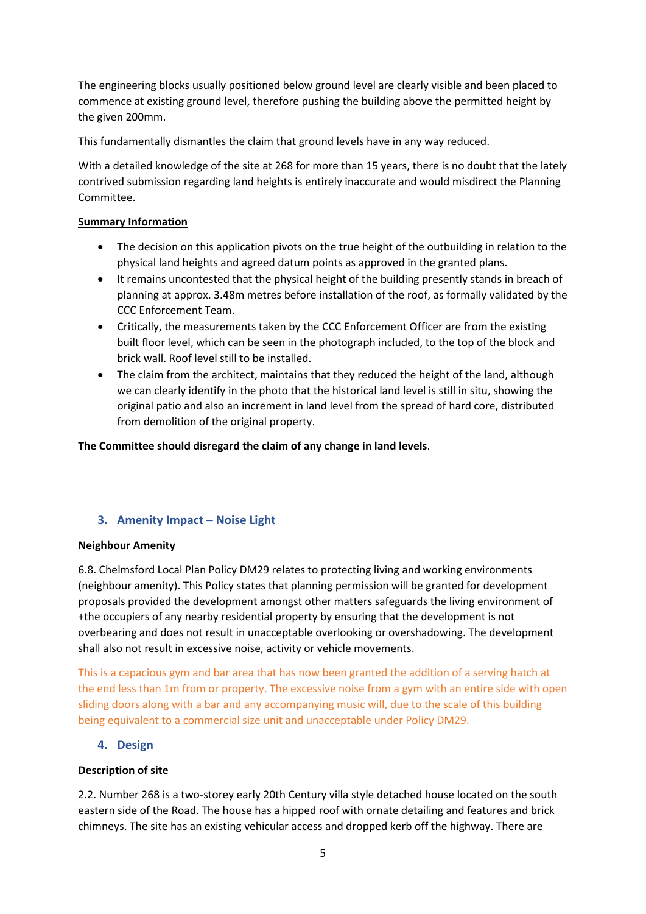The engineering blocks usually positioned below ground level are clearly visible and been placed to commence at existing ground level, therefore pushing the building above the permitted height by the given 200mm.

This fundamentally dismantles the claim that ground levels have in any way reduced.

With a detailed knowledge of the site at 268 for more than 15 years, there is no doubt that the lately contrived submission regarding land heights is entirely inaccurate and would misdirect the Planning Committee.

**Summary Information**

- The decision on this application pivots on the true height of the outbuilding in relation to the physical land heights and agreed datum points as approved in the granted plans.
- It remains uncontested that the physical height of the building presently stands in breach of planning at approx. 3.48m metres before installation of the roof, as formally validated by the CCC Enforcement Team.
- Critically, the measurements taken by the CCC Enforcement Officer are from the existing built floor level, which can be seen in the photograph included, to the top of the block and brick wall. Roof level still to be installed.
- The claim from the architect, maintains that they reduced the height of the land, although we can clearly identify in the photo that the historical land level is still in situ, showing the original patio and also an increment in land level from the spread of hard core, distributed from demolition of the original property.

**The Committee should disregard the claim of any change in land levels**.

## 3. Amenity Impact – Noise Light

**Neighbour Amenity**

6.8. Chelmsford Local Plan Policy DM29 relates to protecting living and working environments (neighbour amenity). This Policy states that planning permission will be granted for development proposals provided the development amongst other matters safeguards the living environment of +the occupiers of any nearby residential property by ensuring that the development is not overbearing and does not result in unacceptable overlooking or overshadowing. The development shall also not result in excessive noise, activity or vehicle movements.

This is a capacious gym and bar area that has now been granted the addition of a serving hatch at the end less than 1m from or property. The excessive noise from a gym with an entire side with open sliding doors along with a bar and any accompanying music will, due to the scale of this building being equivalent to a commercial size unit and unacceptable under Policy DM29.

## 4. Design

**Description of site**

2.2. Number 268 is a two-storey early 20th Century villa style detached house located on the south eastern side of the Road. The house has a hipped roof with ornate detailing and features and brick chimneys. The site has an existing vehicular access and dropped kerb off the highway. There are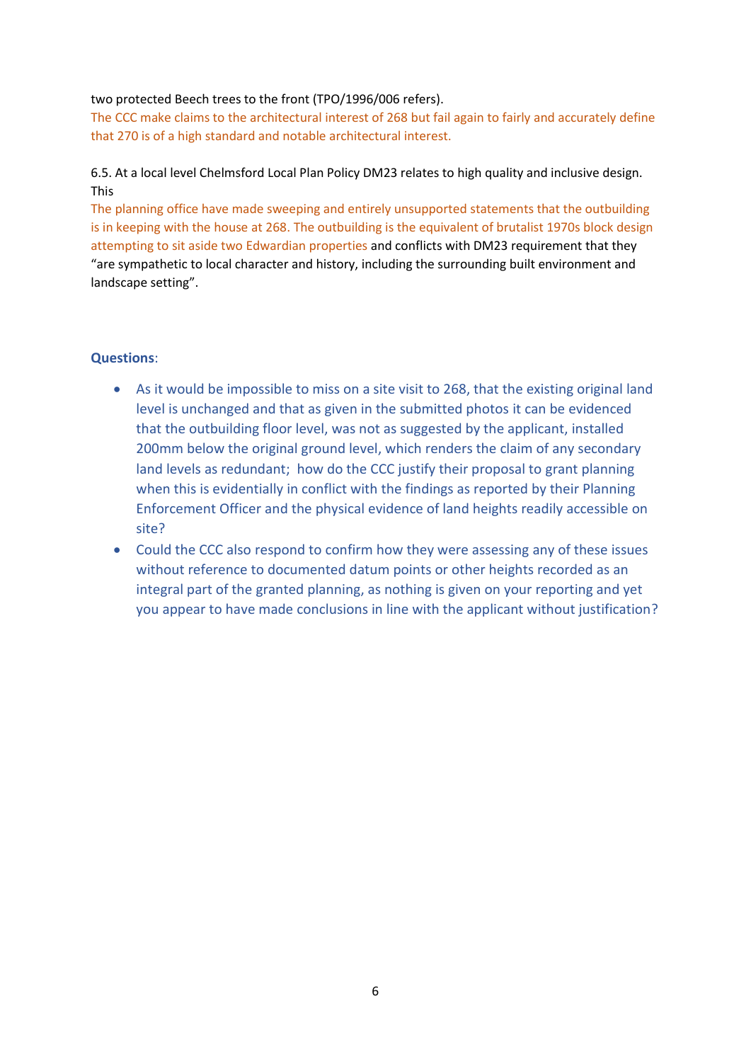two protected Beech trees to the front (TPO/1996/006 refers).
The CCC make claims to the architectural interest of 268 but fail again to fairly and accurately define that 270 is of a high standard and notable architectural interest.

6.5. At a local level Chelmsford Local Plan Policy DM23 relates to high quality and inclusive design. This
The planning office have made sweeping and entirely unsupported statements that the outbuilding is in keeping with the house at 268. The outbuilding is the equivalent of brutalist 1970s block design attempting to sit aside two Edwardian properties and conflicts with DM23 requirement that they "are sympathetic to local character and history, including the surrounding built environment and landscape setting".

**Questions**:

- As it would be impossible to miss on a site visit to 268, that the existing original land level is unchanged and that as given in the submitted photos it can be evidenced that the outbuilding floor level, was not as suggested by the applicant, installed 200mm below the original ground level, which renders the claim of any secondary land levels as redundant; how do the CCC justify their proposal to grant planning when this is evidentially in conflict with the findings as reported by their Planning Enforcement Officer and the physical evidence of land heights readily accessible on site?
- Could the CCC also respond to confirm how they were assessing any of these issues without reference to documented datum points or other heights recorded as an integral part of the granted planning, as nothing is given on your reporting and yet you appear to have made conclusions in line with the applicant without justification?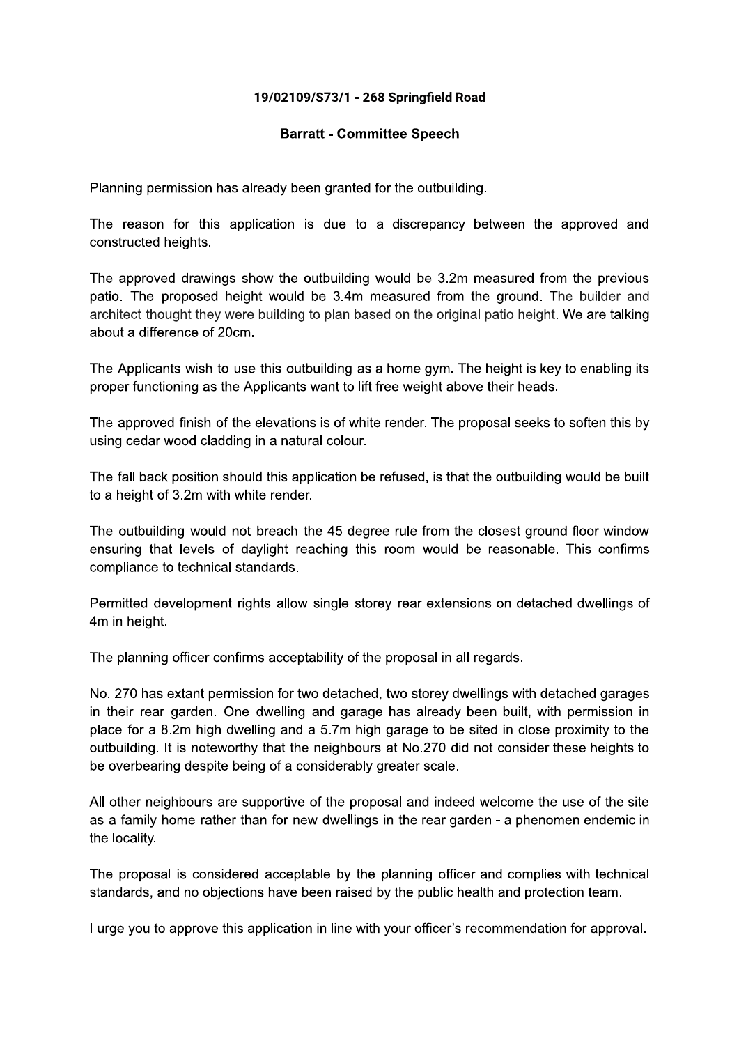**19/02109/S73/1 - 268 Springfield Road**

**Barratt - Committee Speech**

Planning permission has already been granted for the outbuilding.

The reason for this application is due to a discrepancy between the approved and constructed heights.

The approved drawings show the outbuilding would be 3.2m measured from the previous patio. The proposed height would be 3.4m measured from the ground. The builder and architect thought they were building to plan based on the original patio height. We are talking about a difference of 20cm.

The Applicants wish to use this outbuilding as a home gym. The height is key to enabling its proper functioning as the Applicants want to lift free weight above their heads.

The approved finish of the elevations is of white render. The proposal seeks to soften this by using cedar wood cladding in a natural colour.

The fall back position should this application be refused, is that the outbuilding would be built to a height of 3.2m with white render.

The outbuilding would not breach the 45 degree rule from the closest ground floor window ensuring that levels of daylight reaching this room would be reasonable. This confirms compliance to technical standards.

Permitted development rights allow single storey rear extensions on detached dwellings of 4m in height.

The planning officer confirms acceptability of the proposal in all regards.

No. 270 has extant permission for two detached, two storey dwellings with detached garages in their rear garden. One dwelling and garage has already been built, with permission in place for a 8.2m high dwelling and a 5.7m high garage to be sited in close proximity to the outbuilding. It is noteworthy that the neighbours at No.270 did not consider these heights to be overbearing despite being of a considerably greater scale.

All other neighbours are supportive of the proposal and indeed welcome the use of the site as a family home rather than for new dwellings in the rear garden - a phenomen endemic in the locality.

The proposal is considered acceptable by the planning officer and complies with technical standards, and no objections have been raised by the public health and protection team.

I urge you to approve this application in line with your officer's recommendation for approval.